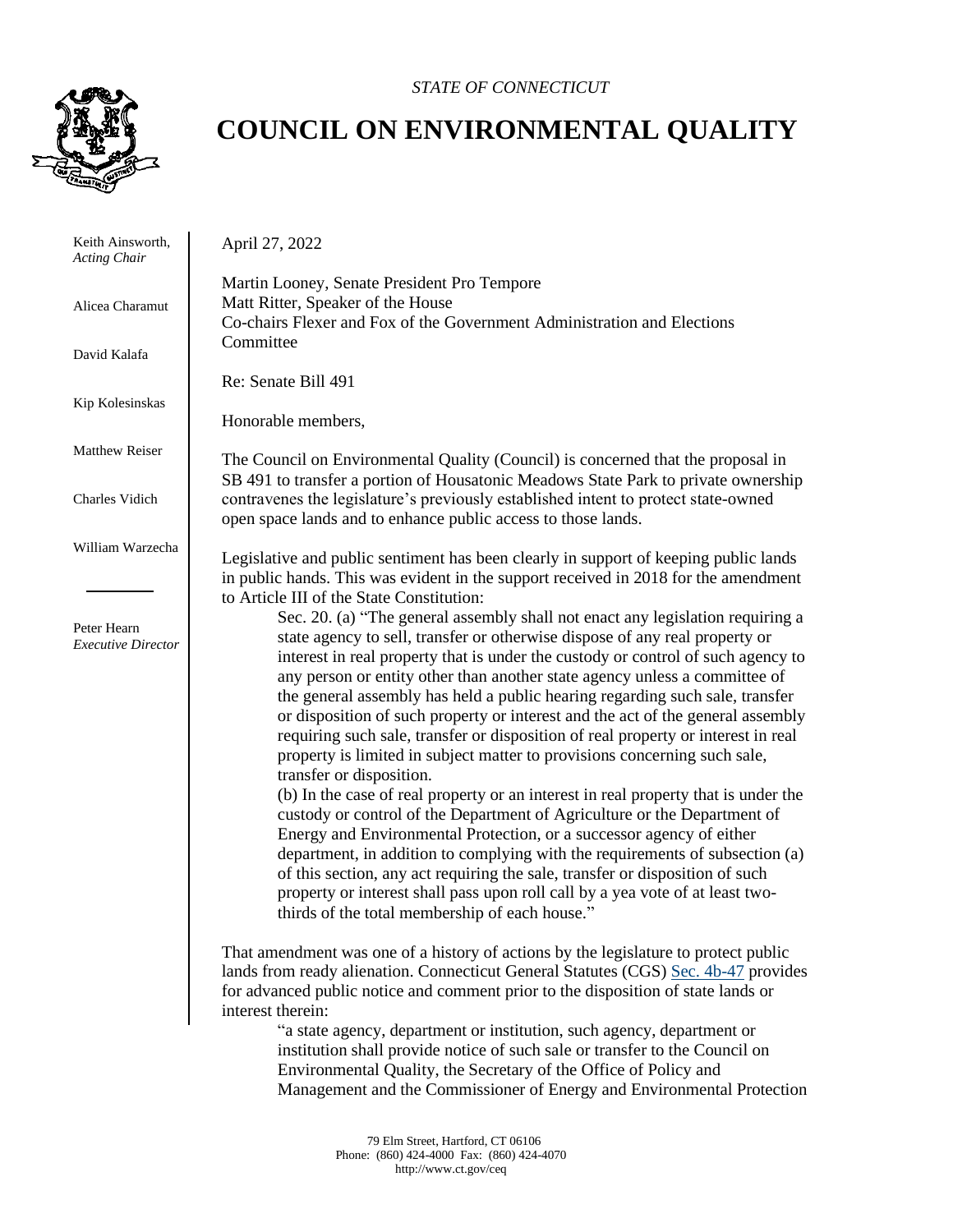*STATE OF CONNECTICUT*

# COUNCIL ON ENVIRONMENTAL QUALITY

Keith Ainsworth, *Acting Chair*

Alicea Charamut

David Kalafa

Kip Kolesinskas

Matthew Reiser

Charles Vidich

William Warzecha

Peter Hearn *Executive Director*

April 27, 2022

Martin Looney, Senate President Pro Tempore
Matt Ritter, Speaker of the House
Co-chairs Flexer and Fox of the Government Administration and Elections Committee

Re: Senate Bill 491

Honorable members,

The Council on Environmental Quality (Council) is concerned that the proposal in SB 491 to transfer a portion of Housatonic Meadows State Park to private ownership contravenes the legislature's previously established intent to protect state-owned open space lands and to enhance public access to those lands.

Legislative and public sentiment has been clearly in support of keeping public lands in public hands. This was evident in the support received in 2018 for the amendment to Article III of the State Constitution:

> Sec. 20. (a) "The general assembly shall not enact any legislation requiring a state agency to sell, transfer or otherwise dispose of any real property or interest in real property that is under the custody or control of such agency to any person or entity other than another state agency unless a committee of the general assembly has held a public hearing regarding such sale, transfer or disposition of such property or interest and the act of the general assembly requiring such sale, transfer or disposition of real property or interest in real property is limited in subject matter to provisions concerning such sale, transfer or disposition.
>
> (b) In the case of real property or an interest in real property that is under the custody or control of the Department of Agriculture or the Department of Energy and Environmental Protection, or a successor agency of either department, in addition to complying with the requirements of subsection (a) of this section, any act requiring the sale, transfer or disposition of such property or interest shall pass upon roll call by a yea vote of at least two-thirds of the total membership of each house."

That amendment was one of a history of actions by the legislature to protect public lands from ready alienation. Connecticut General Statutes (CGS) Sec. 4b-47 provides for advanced public notice and comment prior to the disposition of state lands or interest therein:

> "a state agency, department or institution, such agency, department or institution shall provide notice of such sale or transfer to the Council on Environmental Quality, the Secretary of the Office of Policy and Management and the Commissioner of Energy and Environmental Protection

79 Elm Street, Hartford, CT 06106
Phone: (860) 424-4000 Fax: (860) 424-4070
http://www.ct.gov/ceq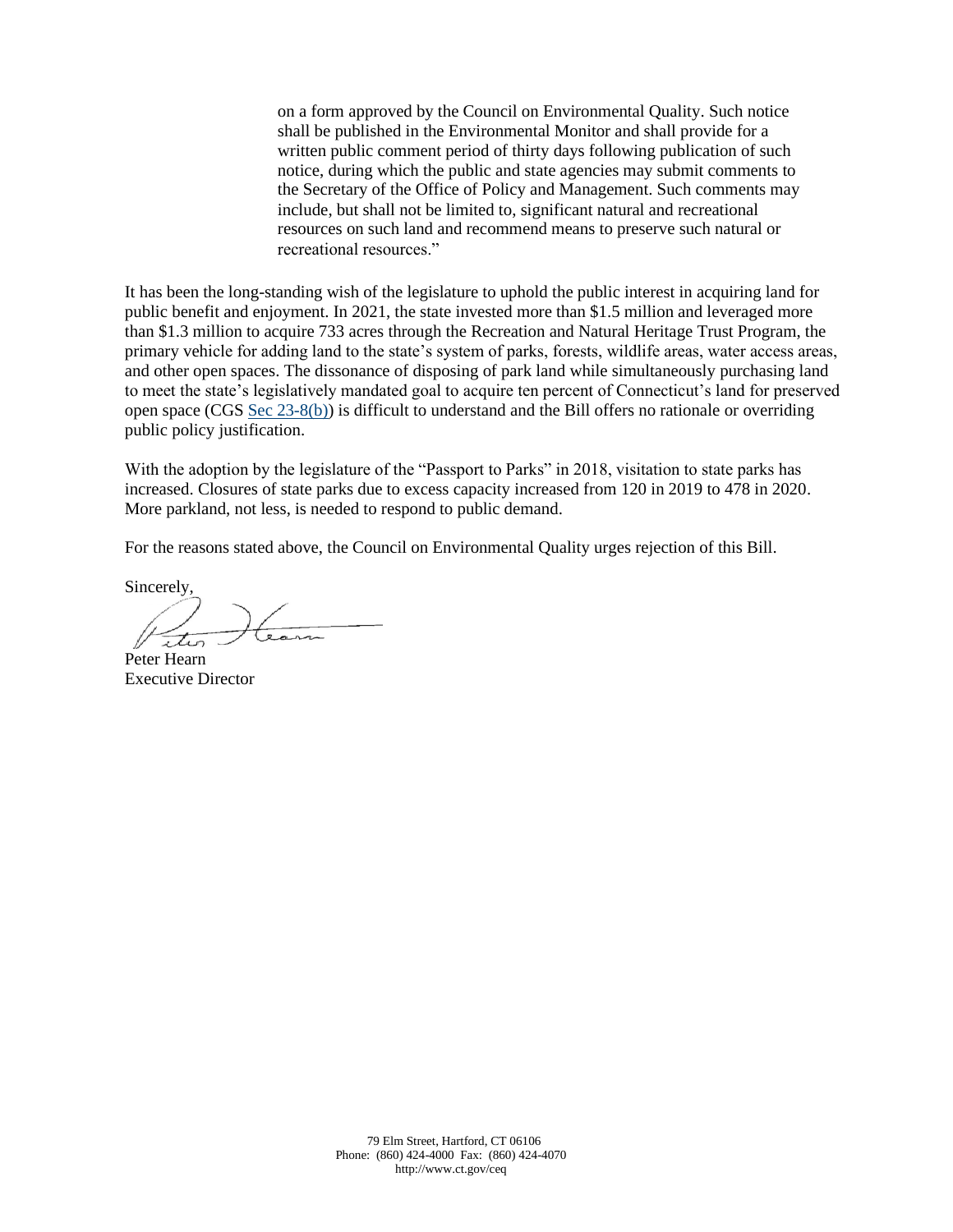> on a form approved by the Council on Environmental Quality. Such notice shall be published in the Environmental Monitor and shall provide for a written public comment period of thirty days following publication of such notice, during which the public and state agencies may submit comments to the Secretary of the Office of Policy and Management. Such comments may include, but shall not be limited to, significant natural and recreational resources on such land and recommend means to preserve such natural or recreational resources."

It has been the long-standing wish of the legislature to uphold the public interest in acquiring land for public benefit and enjoyment. In 2021, the state invested more than $1.5 million and leveraged more than $1.3 million to acquire 733 acres through the Recreation and Natural Heritage Trust Program, the primary vehicle for adding land to the state's system of parks, forests, wildlife areas, water access areas, and other open spaces. The dissonance of disposing of park land while simultaneously purchasing land to meet the state's legislatively mandated goal to acquire ten percent of Connecticut's land for preserved open space (CGS Sec 23-8(b)) is difficult to understand and the Bill offers no rationale or overriding public policy justification.

With the adoption by the legislature of the "Passport to Parks" in 2018, visitation to state parks has increased. Closures of state parks due to excess capacity increased from 120 in 2019 to 478 in 2020. More parkland, not less, is needed to respond to public demand.

For the reasons stated above, the Council on Environmental Quality urges rejection of this Bill.

Sincerely,

Peter Hearn
Executive Director

79 Elm Street, Hartford, CT 06106
Phone: (860) 424-4000 Fax: (860) 424-4070
http://www.ct.gov/ceq